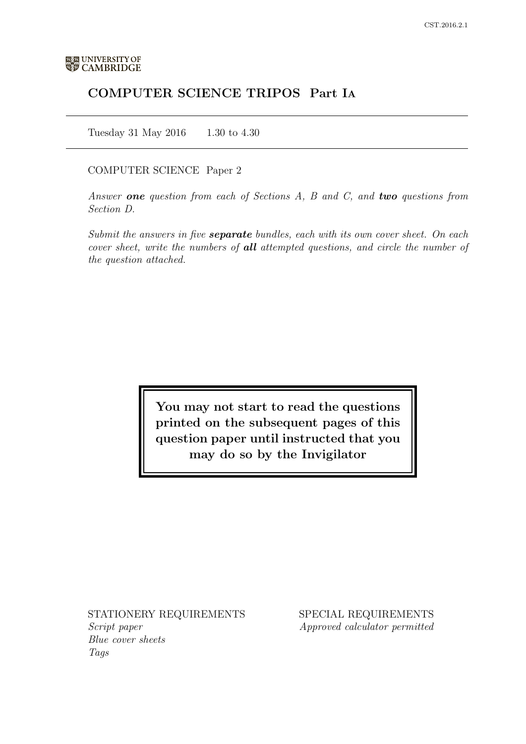UNIVERSITY OF CAMBRIDGE

# COMPUTER SCIENCE TRIPOS Part IA

Tuesday 31 May 2016 1.30 to 4.30

COMPUTER SCIENCE Paper 2

*Answer* ***one*** *question from each of Sections A, B and C, and* ***two*** *questions from Section D.*

*Submit the answers in five* ***separate*** *bundles, each with its own cover sheet. On each cover sheet, write the numbers of* ***all*** *attempted questions, and circle the number of the question attached.*

**You may not start to read the questions printed on the subsequent pages of this question paper until instructed that you may do so by the Invigilator**

STATIONERY REQUIREMENTS
*Script paper*
*Blue cover sheets*
*Tags*

SPECIAL REQUIREMENTS
*Approved calculator permitted*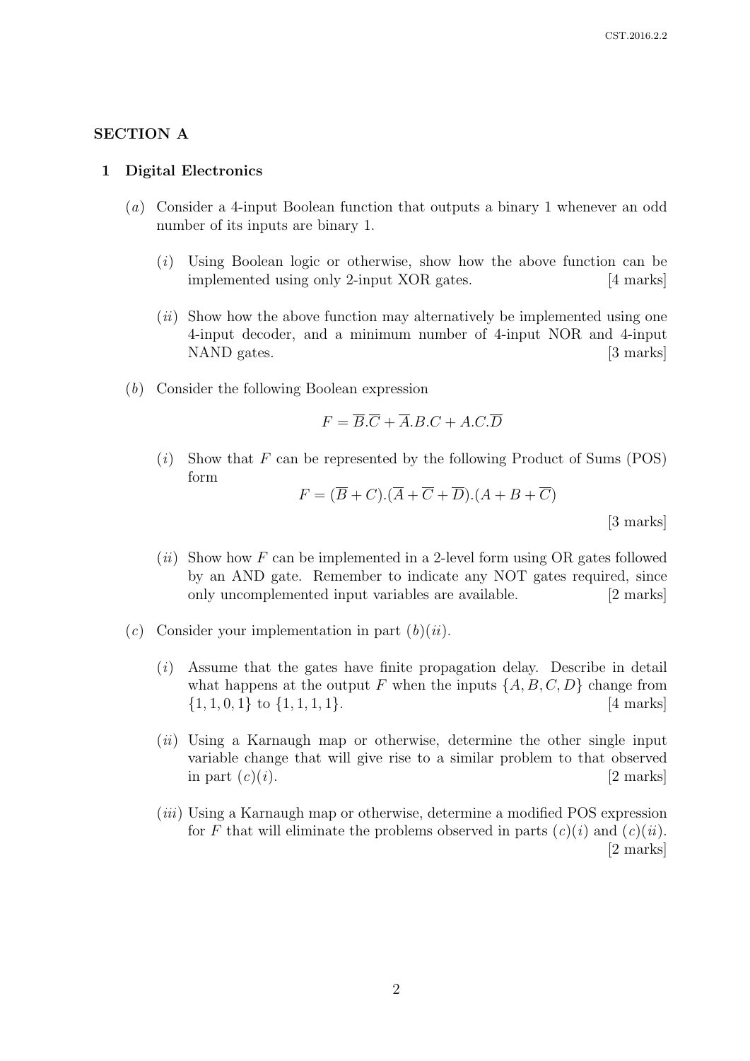## SECTION A

### 1 Digital Electronics

(*a*) Consider a 4-input Boolean function that outputs a binary 1 whenever an odd number of its inputs are binary 1.

(*i*) Using Boolean logic or otherwise, show how the above function can be implemented using only 2-input XOR gates. [4 marks]

(*ii*) Show how the above function may alternatively be implemented using one 4-input decoder, and a minimum number of 4-input NOR and 4-input NAND gates. [3 marks]

(*b*) Consider the following Boolean expression

$$F = \overline{B}.\overline{C} + \overline{A}.B.C + A.C.\overline{D}$$

(*i*) Show that $F$ can be represented by the following Product of Sums (POS) form

$$F = (\overline{B} + C).(\overline{A} + \overline{C} + \overline{D}).(A + B + \overline{C})$$

[3 marks]

(*ii*) Show how $F$ can be implemented in a 2-level form using OR gates followed by an AND gate. Remember to indicate any NOT gates required, since only uncomplemented input variables are available. [2 marks]

(*c*) Consider your implementation in part (*b*)(*ii*).

(*i*) Assume that the gates have finite propagation delay. Describe in detail what happens at the output $F$ when the inputs $\{A, B, C, D\}$ change from $\{1, 1, 0, 1\}$ to $\{1, 1, 1, 1\}$. [4 marks]

(*ii*) Using a Karnaugh map or otherwise, determine the other single input variable change that will give rise to a similar problem to that observed in part (*c*)(*i*). [2 marks]

(*iii*) Using a Karnaugh map or otherwise, determine a modified POS expression for $F$ that will eliminate the problems observed in parts (*c*)(*i*) and (*c*)(*ii*). [2 marks]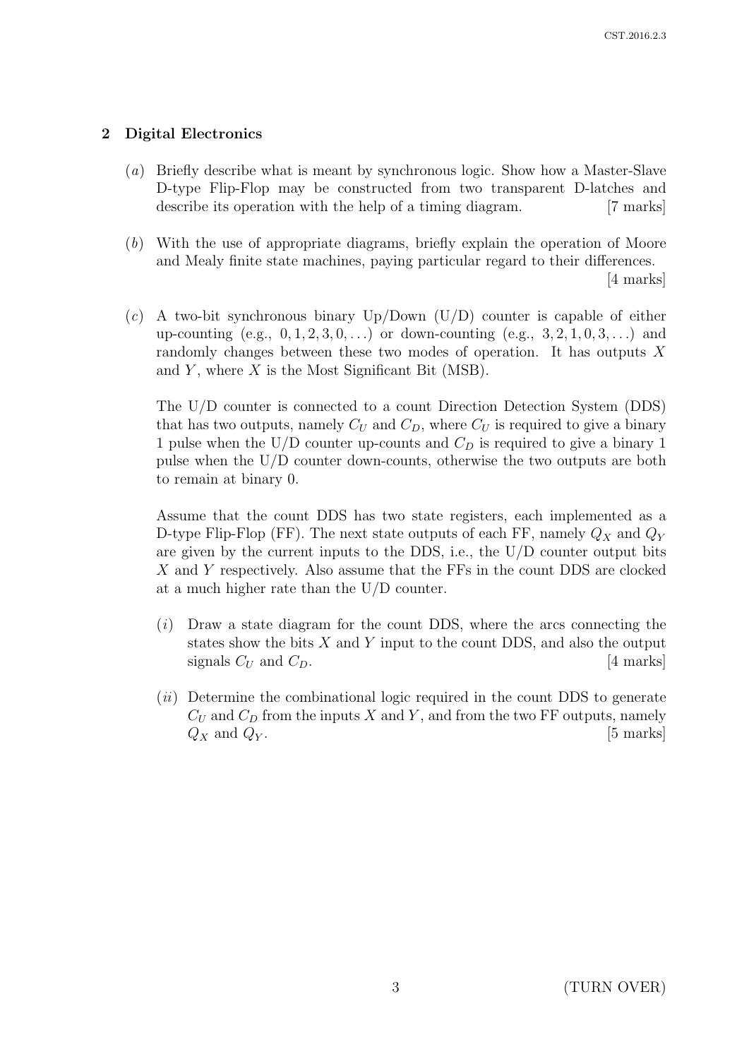## 2 Digital Electronics

(*a*) Briefly describe what is meant by synchronous logic. Show how a Master-Slave D-type Flip-Flop may be constructed from two transparent D-latches and describe its operation with the help of a timing diagram. [7 marks]

(*b*) With the use of appropriate diagrams, briefly explain the operation of Moore and Mealy finite state machines, paying particular regard to their differences. [4 marks]

(*c*) A two-bit synchronous binary Up/Down (U/D) counter is capable of either up-counting (e.g., $0, 1, 2, 3, 0, \ldots$) or down-counting (e.g., $3, 2, 1, 0, 3, \ldots$) and randomly changes between these two modes of operation. It has outputs $X$ and $Y$, where $X$ is the Most Significant Bit (MSB).

The U/D counter is connected to a count Direction Detection System (DDS) that has two outputs, namely $C_U$ and $C_D$, where $C_U$ is required to give a binary 1 pulse when the U/D counter up-counts and $C_D$ is required to give a binary 1 pulse when the U/D counter down-counts, otherwise the two outputs are both to remain at binary 0.

Assume that the count DDS has two state registers, each implemented as a D-type Flip-Flop (FF). The next state outputs of each FF, namely $Q_X$ and $Q_Y$ are given by the current inputs to the DDS, i.e., the U/D counter output bits $X$ and $Y$ respectively. Also assume that the FFs in the count DDS are clocked at a much higher rate than the U/D counter.

(*i*) Draw a state diagram for the count DDS, where the arcs connecting the states show the bits $X$ and $Y$ input to the count DDS, and also the output signals $C_U$ and $C_D$. [4 marks]

(*ii*) Determine the combinational logic required in the count DDS to generate $C_U$ and $C_D$ from the inputs $X$ and $Y$, and from the two FF outputs, namely $Q_X$ and $Q_Y$. [5 marks]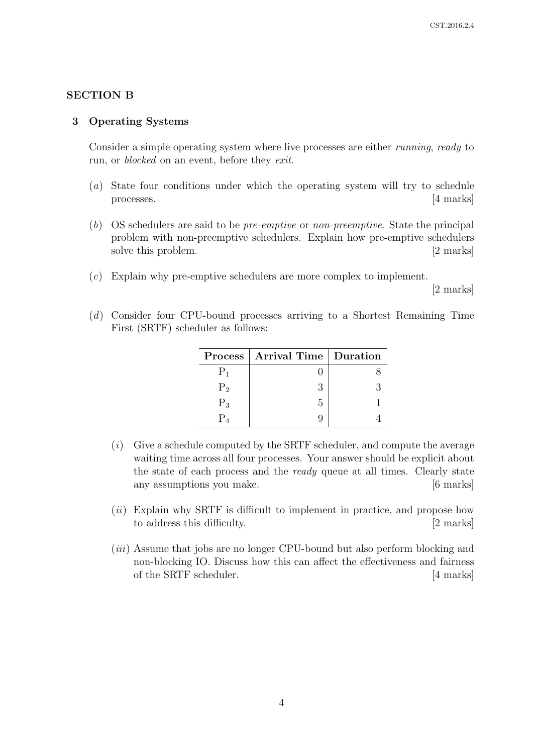## SECTION B

### 3 Operating Systems

Consider a simple operating system where live processes are either *running*, *ready* to run, or *blocked* on an event, before they *exit*.

(*a*) State four conditions under which the operating system will try to schedule processes. [4 marks]

(*b*) OS schedulers are said to be *pre-emptive* or *non-preemptive*. State the principal problem with non-preemptive schedulers. Explain how pre-emptive schedulers solve this problem. [2 marks]

(*c*) Explain why pre-emptive schedulers are more complex to implement. [2 marks]

(*d*) Consider four CPU-bound processes arriving to a Shortest Remaining Time First (SRTF) scheduler as follows:

| Process | Arrival Time | Duration |
|---|---|---|
| $P_1$ | 0 | 8 |
| $P_2$ | 3 | 3 |
| $P_3$ | 5 | 1 |
| $P_4$ | 9 | 4 |

(*i*) Give a schedule computed by the SRTF scheduler, and compute the average waiting time across all four processes. Your answer should be explicit about the state of each process and the *ready* queue at all times. Clearly state any assumptions you make. [6 marks]

(*ii*) Explain why SRTF is difficult to implement in practice, and propose how to address this difficulty. [2 marks]

(*iii*) Assume that jobs are no longer CPU-bound but also perform blocking and non-blocking IO. Discuss how this can affect the effectiveness and fairness of the SRTF scheduler. [4 marks]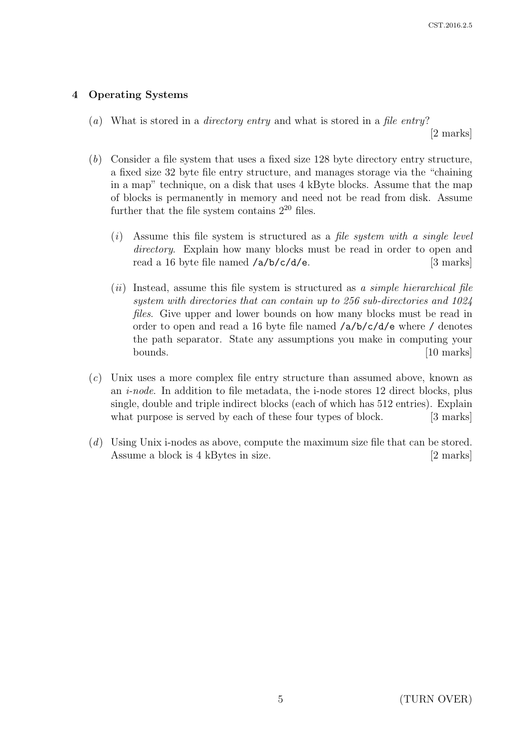## 4 Operating Systems

(*a*) What is stored in a *directory entry* and what is stored in a *file entry*? [2 marks]

(*b*) Consider a file system that uses a fixed size 128 byte directory entry structure, a fixed size 32 byte file entry structure, and manages storage via the "chaining in a map" technique, on a disk that uses 4 kByte blocks. Assume that the map of blocks is permanently in memory and need not be read from disk. Assume further that the file system contains $2^{20}$ files.

(*i*) Assume this file system is structured as a *file system with a single level directory*. Explain how many blocks must be read in order to open and read a 16 byte file named `/a/b/c/d/e`. [3 marks]

(*ii*) Instead, assume this file system is structured as *a simple hierarchical file system with directories that can contain up to 256 sub-directories and 1024 files*. Give upper and lower bounds on how many blocks must be read in order to open and read a 16 byte file named `/a/b/c/d/e` where `/` denotes the path separator. State any assumptions you make in computing your bounds. [10 marks]

(*c*) Unix uses a more complex file entry structure than assumed above, known as an *i-node*. In addition to file metadata, the i-node stores 12 direct blocks, plus single, double and triple indirect blocks (each of which has 512 entries). Explain what purpose is served by each of these four types of block. [3 marks]

(*d*) Using Unix i-nodes as above, compute the maximum size file that can be stored. Assume a block is 4 kBytes in size. [2 marks]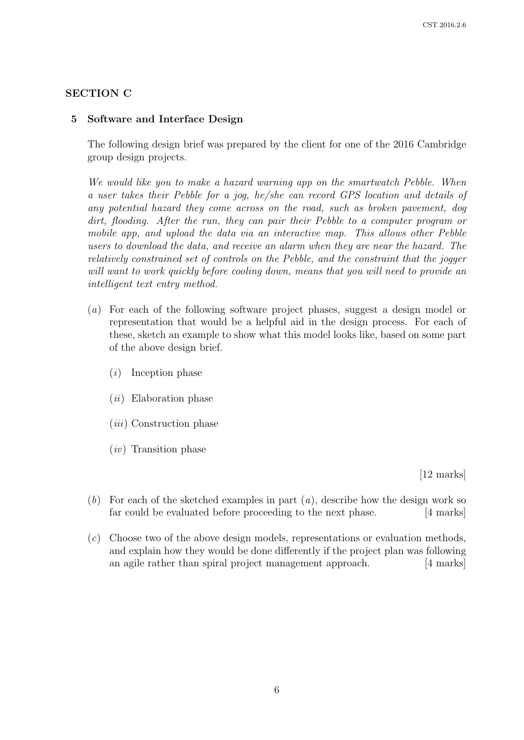## SECTION C

### 5 Software and Interface Design

The following design brief was prepared by the client for one of the 2016 Cambridge group design projects.

*We would like you to make a hazard warning app on the smartwatch Pebble. When a user takes their Pebble for a jog, he/she can record GPS location and details of any potential hazard they come across on the road, such as broken pavement, dog dirt, flooding. After the run, they can pair their Pebble to a computer program or mobile app, and upload the data via an interactive map. This allows other Pebble users to download the data, and receive an alarm when they are near the hazard. The relatively constrained set of controls on the Pebble, and the constraint that the jogger will want to work quickly before cooling down, means that you will need to provide an intelligent text entry method.*

(*a*) For each of the following software project phases, suggest a design model or representation that would be a helpful aid in the design process. For each of these, sketch an example to show what this model looks like, based on some part of the above design brief.

  (*i*) Inception phase

  (*ii*) Elaboration phase

  (*iii*) Construction phase

  (*iv*) Transition phase

[12 marks]

(*b*) For each of the sketched examples in part (*a*), describe how the design work so far could be evaluated before proceeding to the next phase. [4 marks]

(*c*) Choose two of the above design models, representations or evaluation methods, and explain how they would be done differently if the project plan was following an agile rather than spiral project management approach. [4 marks]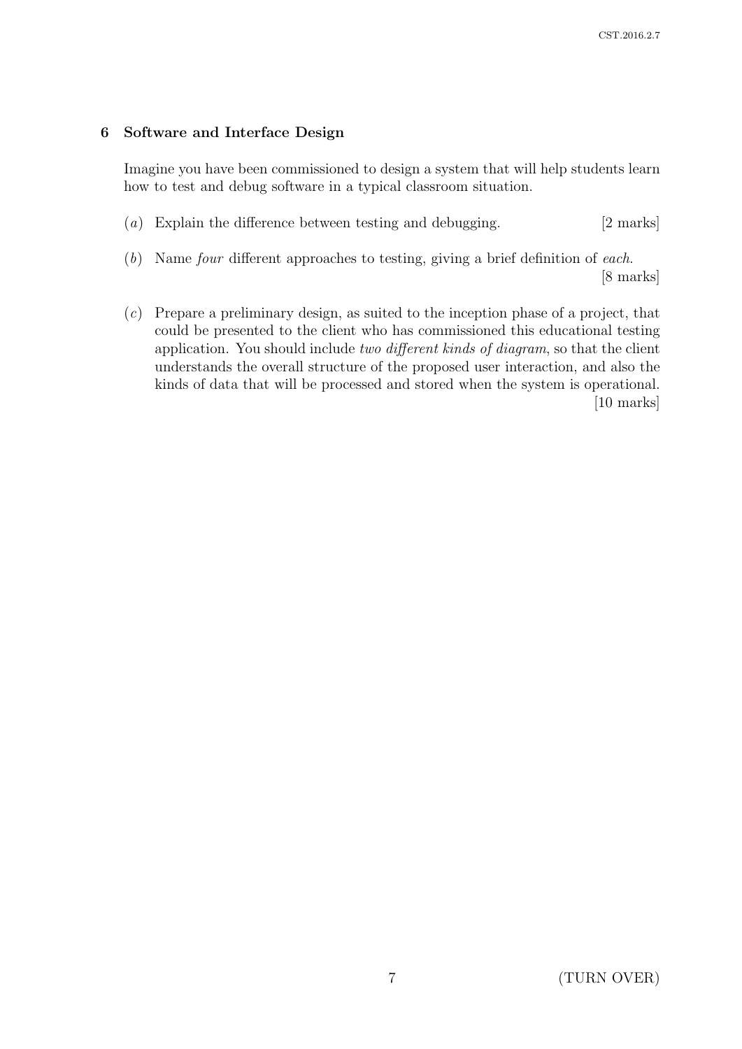## 6 Software and Interface Design

Imagine you have been commissioned to design a system that will help students learn how to test and debug software in a typical classroom situation.

(*a*) Explain the difference between testing and debugging. [2 marks]

(*b*) Name *four* different approaches to testing, giving a brief definition of *each*. [8 marks]

(*c*) Prepare a preliminary design, as suited to the inception phase of a project, that could be presented to the client who has commissioned this educational testing application. You should include *two different kinds of diagram*, so that the client understands the overall structure of the proposed user interaction, and also the kinds of data that will be processed and stored when the system is operational. [10 marks]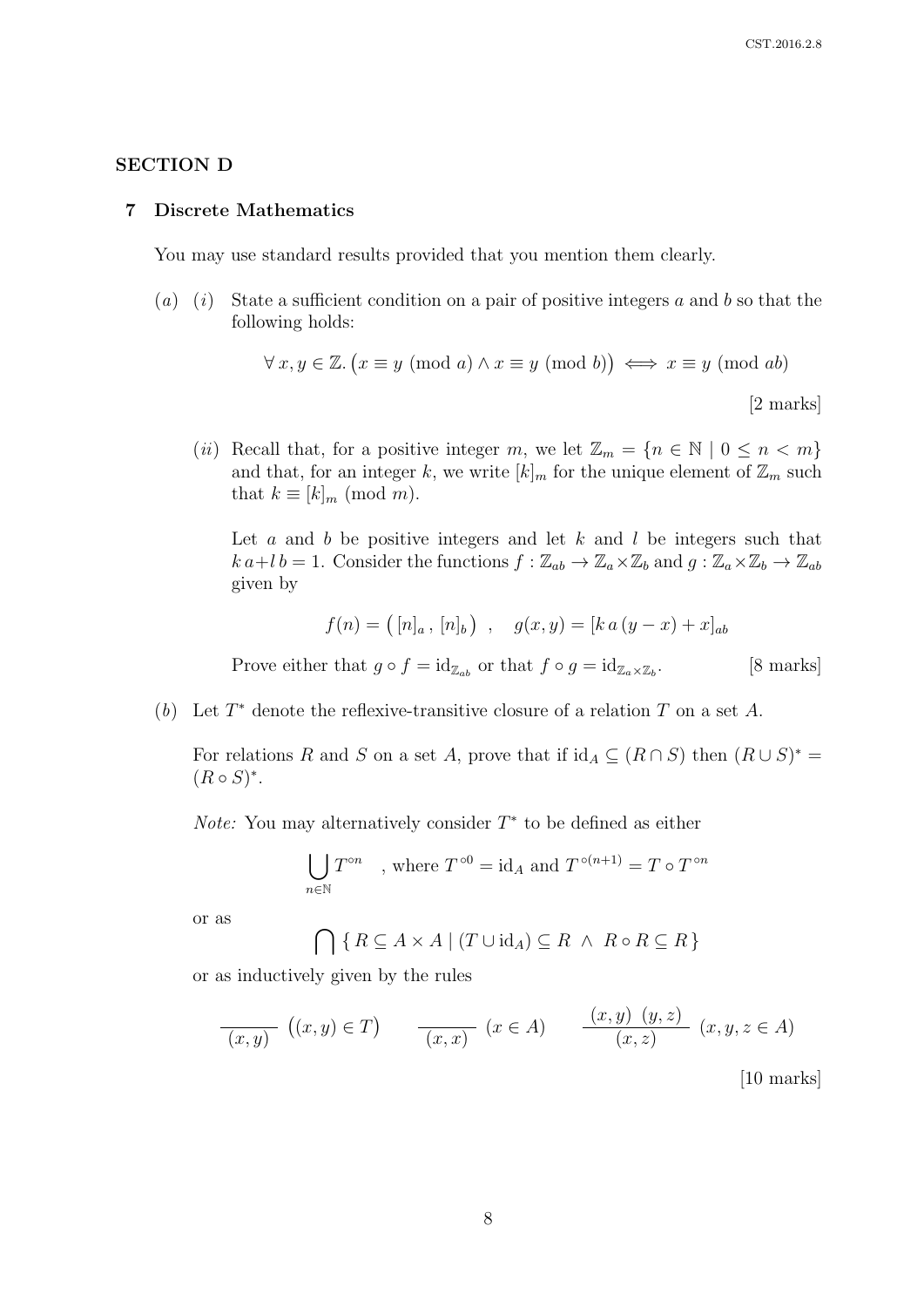## SECTION D

### 7 Discrete Mathematics

You may use standard results provided that you mention them clearly.

(*a*) (*i*) State a sufficient condition on a pair of positive integers $a$ and $b$ so that the following holds:

$$\forall\, x, y \in \mathbb{Z}.\, \big(x \equiv y \pmod{a} \wedge x \equiv y \pmod{b}\big) \iff x \equiv y \pmod{ab}$$

[2 marks]

(*ii*) Recall that, for a positive integer $m$, we let $\mathbb{Z}_m = \{n \in \mathbb{N} \mid 0 \leq n < m\}$ and that, for an integer $k$, we write $[k]_m$ for the unique element of $\mathbb{Z}_m$ such that $k \equiv [k]_m \pmod{m}$.

Let $a$ and $b$ be positive integers and let $k$ and $l$ be integers such that $k\,a + l\,b = 1$. Consider the functions $f : \mathbb{Z}_{ab} \to \mathbb{Z}_a \times \mathbb{Z}_b$ and $g : \mathbb{Z}_a \times \mathbb{Z}_b \to \mathbb{Z}_{ab}$ given by

$$f(n) = \big(\, [n]_a \,,\, [n]_b \,\big) \quad , \quad g(x, y) = [k\,a\,(y - x) + x]_{ab}$$

Prove either that $g \circ f = \mathrm{id}_{\mathbb{Z}_{ab}}$ or that $f \circ g = \mathrm{id}_{\mathbb{Z}_a \times \mathbb{Z}_b}$. [8 marks]

(*b*) Let $T^*$ denote the reflexive-transitive closure of a relation $T$ on a set $A$.

For relations $R$ and $S$ on a set $A$, prove that if $\mathrm{id}_A \subseteq (R \cap S)$ then $(R \cup S)^* = (R \circ S)^*$.

*Note:* You may alternatively consider $T^*$ to be defined as either

$$\bigcup_{n \in \mathbb{N}} T^{\circ n} \quad \text{, where } T^{\circ 0} = \mathrm{id}_A \text{ and } T^{\circ (n+1)} = T \circ T^{\circ n}$$

or as

$$\bigcap \{\, R \subseteq A \times A \mid (T \cup \mathrm{id}_A) \subseteq R \;\wedge\; R \circ R \subseteq R \,\}$$

or as inductively given by the rules

$$\frac{}{(x, y)} \;\big((x, y) \in T\big) \qquad \frac{}{(x, x)} \;(x \in A) \qquad \frac{(x, y) \;\; (y, z)}{(x, z)} \;(x, y, z \in A)$$

[10 marks]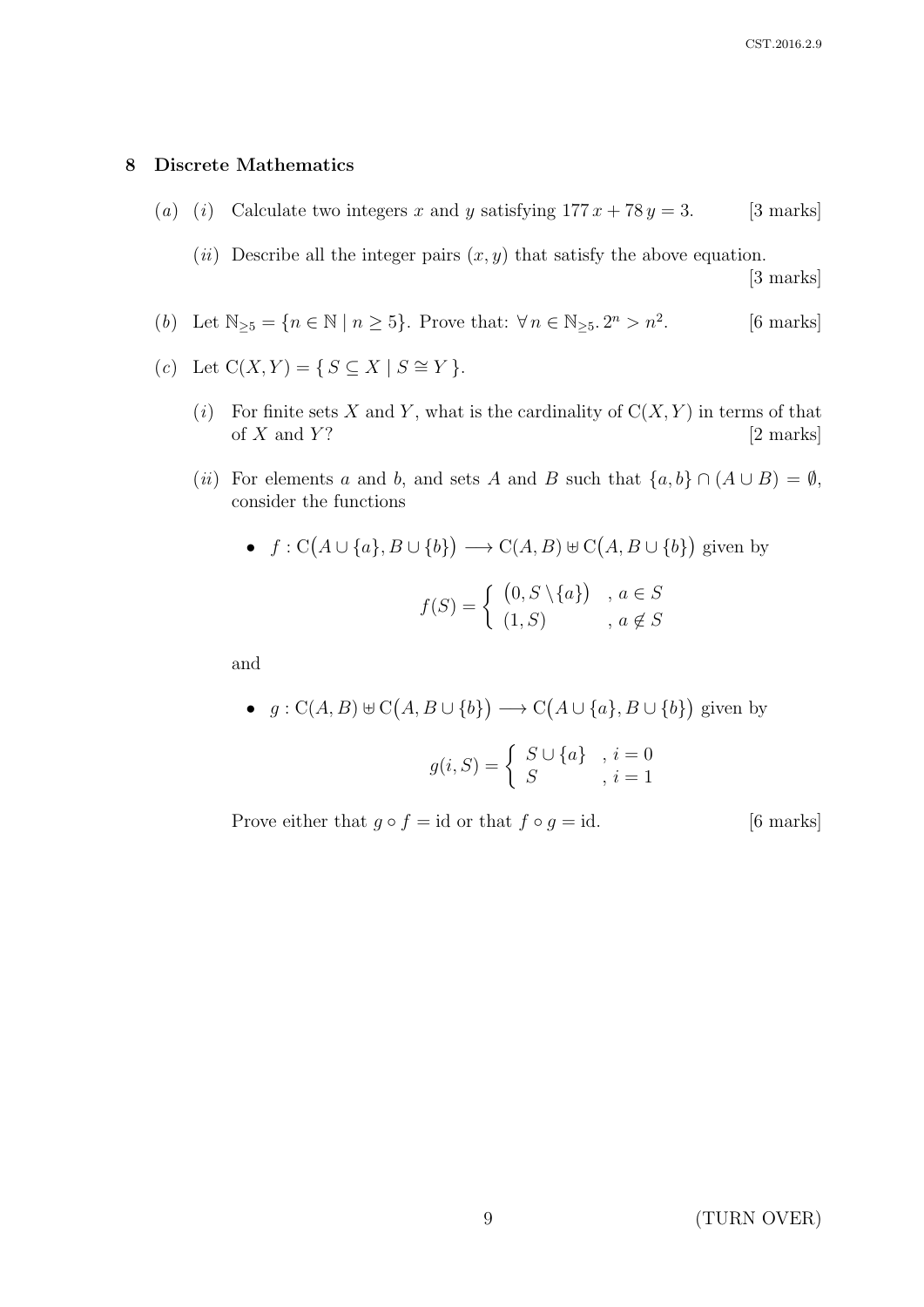## 8 Discrete Mathematics

(*a*) (*i*) Calculate two integers $x$ and $y$ satisfying $177\,x + 78\,y = 3$. [3 marks]

(*ii*) Describe all the integer pairs $(x, y)$ that satisfy the above equation. [3 marks]

(*b*) Let $\mathbb{N}_{\geq 5} = \{n \in \mathbb{N} \mid n \geq 5\}$. Prove that: $\forall\, n \in \mathbb{N}_{\geq 5}.\, 2^n > n^2$. [6 marks]

(*c*) Let $\mathrm{C}(X, Y) = \{\, S \subseteq X \mid S \cong Y \,\}$.

(*i*) For finite sets $X$ and $Y$, what is the cardinality of $\mathrm{C}(X, Y)$ in terms of that of $X$ and $Y$? [2 marks]

(*ii*) For elements $a$ and $b$, and sets $A$ and $B$ such that $\{a, b\} \cap (A \cup B) = \emptyset$, consider the functions

- $f : \mathrm{C}\big(A \cup \{a\}, B \cup \{b\}\big) \longrightarrow \mathrm{C}(A, B) \uplus \mathrm{C}\big(A, B \cup \{b\}\big)$ given by

$$f(S) = \begin{cases} \big(0, S \setminus \{a\}\big) & , a \in S \\ (1, S) & , a \notin S \end{cases}$$

and

- $g : \mathrm{C}(A, B) \uplus \mathrm{C}\big(A, B \cup \{b\}\big) \longrightarrow \mathrm{C}\big(A \cup \{a\}, B \cup \{b\}\big)$ given by

$$g(i, S) = \begin{cases} S \cup \{a\} & , i = 0 \\ S & , i = 1 \end{cases}$$

Prove either that $g \circ f = \mathrm{id}$ or that $f \circ g = \mathrm{id}$. [6 marks]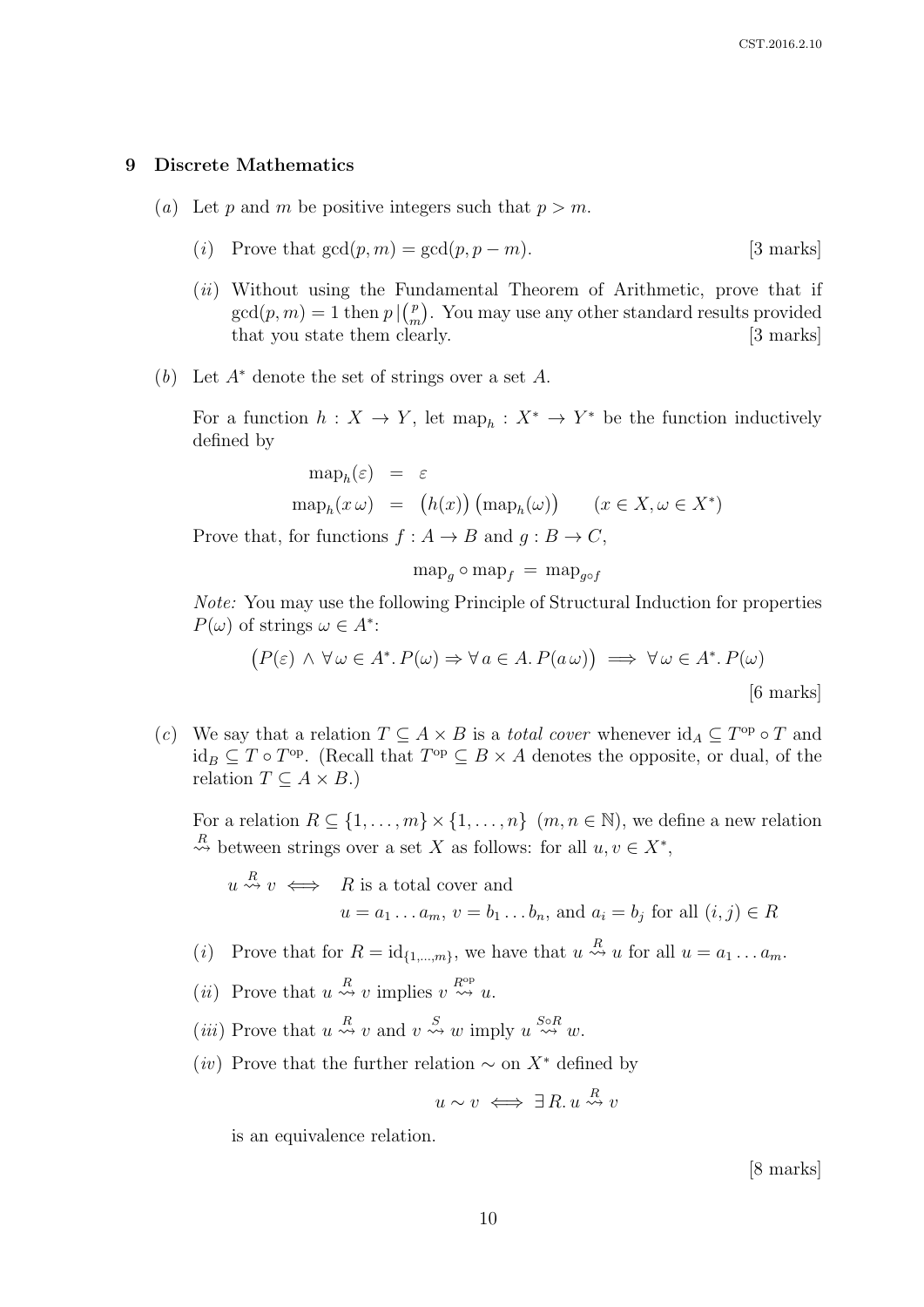## 9 Discrete Mathematics

(*a*) Let $p$ and $m$ be positive integers such that $p > m$.

(*i*) Prove that $\gcd(p, m) = \gcd(p, p - m)$. [3 marks]

(*ii*) Without using the Fundamental Theorem of Arithmetic, prove that if $\gcd(p, m) = 1$ then $p \mid \binom{p}{m}$. You may use any other standard results provided that you state them clearly. [3 marks]

(*b*) Let $A^*$ denote the set of strings over a set $A$.

For a function $h : X \to Y$, let $\mathrm{map}_h : X^* \to Y^*$ be the function inductively defined by

$$\begin{aligned} \mathrm{map}_h(\varepsilon) &= \varepsilon \\ \mathrm{map}_h(x\,\omega) &= \big(h(x)\big)\big(\mathrm{map}_h(\omega)\big) \qquad (x \in X, \omega \in X^*) \end{aligned}$$

Prove that, for functions $f : A \to B$ and $g : B \to C$,

$$\mathrm{map}_g \circ \mathrm{map}_f \;=\; \mathrm{map}_{g \circ f}$$

*Note:* You may use the following Principle of Structural Induction for properties $P(\omega)$ of strings $\omega \in A^*$:

$$\big(P(\varepsilon) \,\wedge\, \forall\, \omega \in A^*.\, P(\omega) \Rightarrow \forall\, a \in A.\, P(a\,\omega)\big) \implies \forall\, \omega \in A^*.\, P(\omega)$$

[6 marks]

(*c*) We say that a relation $T \subseteq A \times B$ is a *total cover* whenever $\mathrm{id}_A \subseteq T^{\mathrm{op}} \circ T$ and $\mathrm{id}_B \subseteq T \circ T^{\mathrm{op}}$. (Recall that $T^{\mathrm{op}} \subseteq B \times A$ denotes the opposite, or dual, of the relation $T \subseteq A \times B$.)

For a relation $R \subseteq \{1, \ldots, m\} \times \{1, \ldots, n\}$ $(m, n \in \mathbb{N})$, we define a new relation $\overset{R}{\rightsquigarrow}$ between strings over a set $X$ as follows: for all $u, v \in X^*$,

$$u \overset{R}{\rightsquigarrow} v \iff \begin{array}{l} R \text{ is a total cover and} \\ u = a_1 \ldots a_m,\ v = b_1 \ldots b_n, \text{ and } a_i = b_j \text{ for all } (i, j) \in R \end{array}$$

(*i*) Prove that for $R = \mathrm{id}_{\{1,\ldots,m\}}$, we have that $u \overset{R}{\rightsquigarrow} u$ for all $u = a_1 \ldots a_m$.

(*ii*) Prove that $u \overset{R}{\rightsquigarrow} v$ implies $v \overset{R^{\mathrm{op}}}{\rightsquigarrow} u$.

(*iii*) Prove that $u \overset{R}{\rightsquigarrow} v$ and $v \overset{S}{\rightsquigarrow} w$ imply $u \overset{S \circ R}{\rightsquigarrow} w$.

(*iv*) Prove that the further relation $\sim$ on $X^*$ defined by

$$u \sim v \iff \exists\, R.\, u \overset{R}{\rightsquigarrow} v$$

is an equivalence relation.

[8 marks]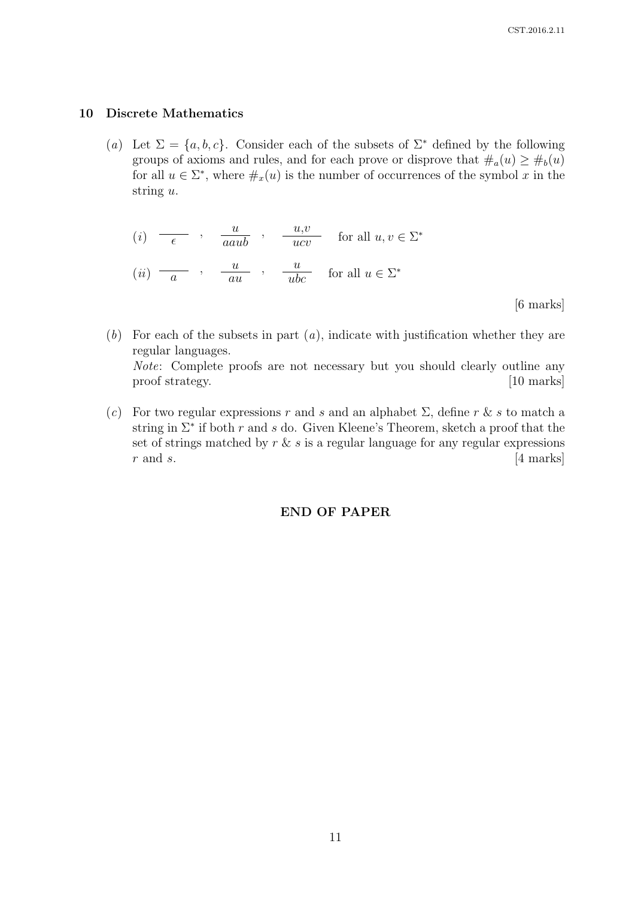## 10 Discrete Mathematics

(*a*) Let $\Sigma = \{a, b, c\}$. Consider each of the subsets of $\Sigma^*$ defined by the following groups of axioms and rules, and for each prove or disprove that $\#_a(u) \geq \#_b(u)$ for all $u \in \Sigma^*$, where $\#_x(u)$ is the number of occurrences of the symbol $x$ in the string $u$.

(*i*) $\dfrac{}{\epsilon}$ , $\dfrac{u}{aaub}$ , $\dfrac{u, v}{ucv}$ for all $u, v \in \Sigma^*$

(*ii*) $\dfrac{}{a}$ , $\dfrac{u}{au}$ , $\dfrac{u}{ubc}$ for all $u \in \Sigma^*$

[6 marks]

(*b*) For each of the subsets in part (*a*), indicate with justification whether they are regular languages.
*Note*: Complete proofs are not necessary but you should clearly outline any proof strategy. [10 marks]

(*c*) For two regular expressions $r$ and $s$ and an alphabet $\Sigma$, define $r \,\&\, s$ to match a string in $\Sigma^*$ if both $r$ and $s$ do. Given Kleene's Theorem, sketch a proof that the set of strings matched by $r \,\&\, s$ is a regular language for any regular expressions $r$ and $s$. [4 marks]

**END OF PAPER**